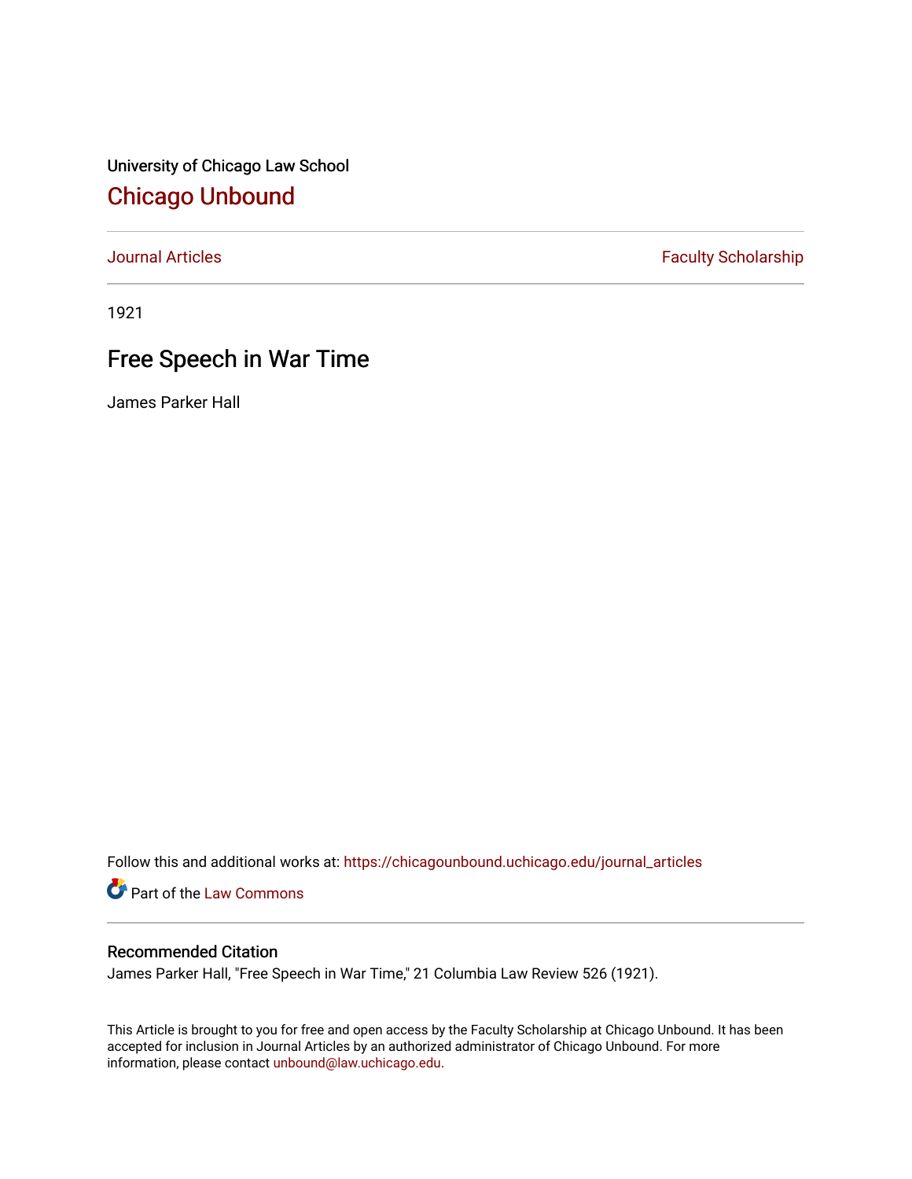University of Chicago Law School

## Chicago Unbound

Journal Articles | Faculty Scholarship

1921

# Free Speech in War Time

James Parker Hall

Follow this and additional works at: https://chicagounbound.uchicago.edu/journal_articles

Part of the Law Commons

### Recommended Citation

James Parker Hall, "Free Speech in War Time," 21 Columbia Law Review 526 (1921).

This Article is brought to you for free and open access by the Faculty Scholarship at Chicago Unbound. It has been accepted for inclusion in Journal Articles by an authorized administrator of Chicago Unbound. For more information, please contact unbound@law.uchicago.edu.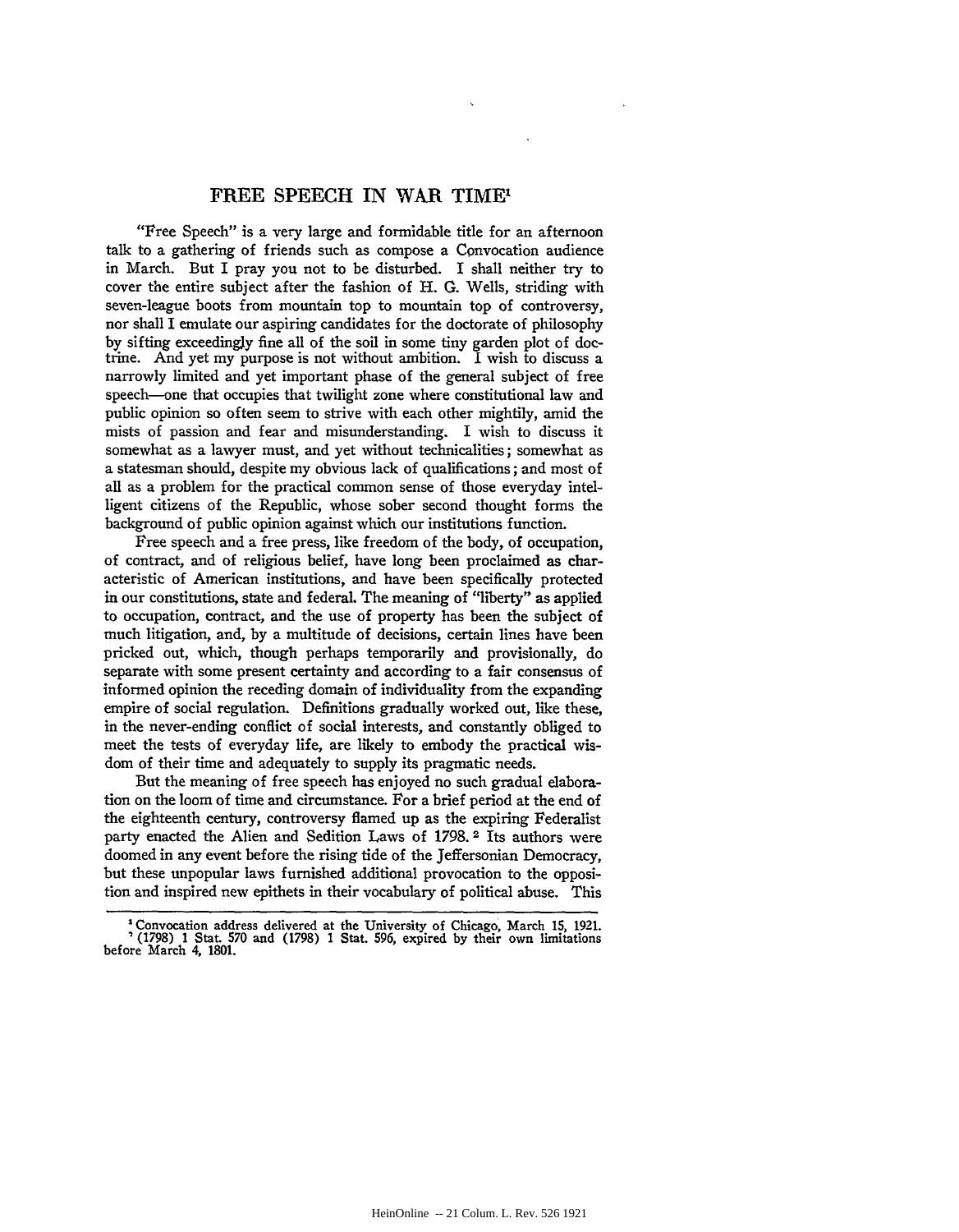# FREE SPEECH IN WAR TIME[1]

"Free Speech" is a very large and formidable title for an afternoon talk to a gathering of friends such as compose a Convocation audience in March. But I pray you not to be disturbed. I shall neither try to cover the entire subject after the fashion of H. G. Wells, striding with seven-league boots from mountain top to mountain top of controversy, nor shall I emulate our aspiring candidates for the doctorate of philosophy by sifting exceedingly fine all of the soil in some tiny garden plot of doctrine. And yet my purpose is not without ambition. I wish to discuss a narrowly limited and yet important phase of the general subject of free speech—one that occupies that twilight zone where constitutional law and public opinion so often seem to strive with each other mightily, amid the mists of passion and fear and misunderstanding. I wish to discuss it somewhat as a lawyer must, and yet without technicalities; somewhat as a statesman should, despite my obvious lack of qualifications; and most of all as a problem for the practical common sense of those everyday intelligent citizens of the Republic, whose sober second thought forms the background of public opinion against which our institutions function.

Free speech and a free press, like freedom of the body, of occupation, of contract, and of religious belief, have long been proclaimed as characteristic of American institutions, and have been specifically protected in our constitutions, state and federal. The meaning of "liberty" as applied to occupation, contract, and the use of property has been the subject of much litigation, and, by a multitude of decisions, certain lines have been pricked out, which, though perhaps temporarily and provisionally, do separate with some present certainty and according to a fair consensus of informed opinion the receding domain of individuality from the expanding empire of social regulation. Definitions gradually worked out, like these, in the never-ending conflict of social interests, and constantly obliged to meet the tests of everyday life, are likely to embody the practical wisdom of their time and adequately to supply its pragmatic needs.

But the meaning of free speech has enjoyed no such gradual elaboration on the loom of time and circumstance. For a brief period at the end of the eighteenth century, controversy flamed up as the expiring Federalist party enacted the Alien and Sedition Laws of 1798.[2] Its authors were doomed in any event before the rising tide of the Jeffersonian Democracy, but these unpopular laws furnished additional provocation to the opposition and inspired new epithets in their vocabulary of political abuse. This

---

[1] Convocation address delivered at the University of Chicago, March 15, 1921.

[2] (1798) 1 Stat. 570 and (1798) 1 Stat. 596, expired by their own limitations before March 4, 1801.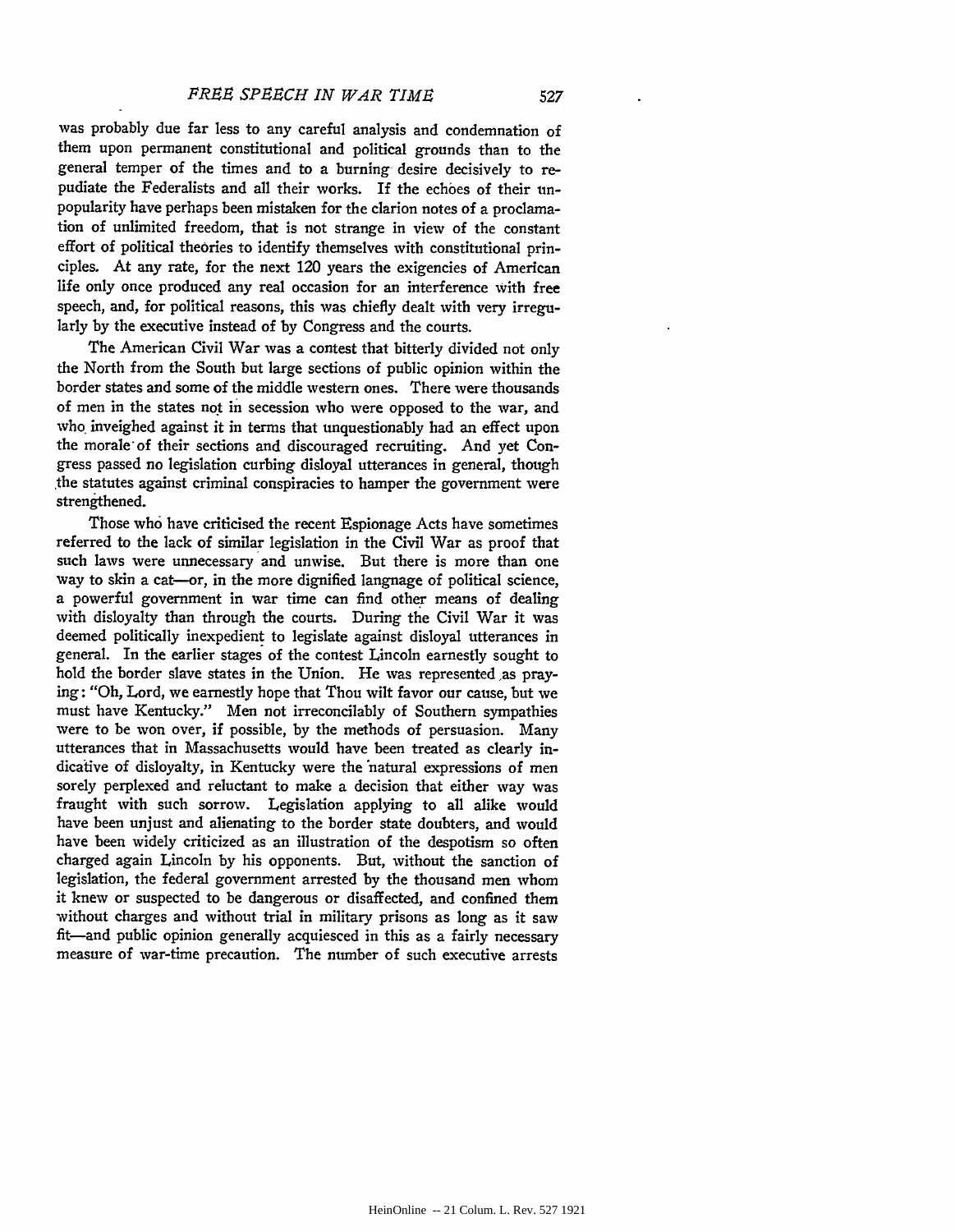was probably due far less to any careful analysis and condemnation of them upon permanent constitutional and political grounds than to the general temper of the times and to a burning desire decisively to repudiate the Federalists and all their works. If the echoes of their unpopularity have perhaps been mistaken for the clarion notes of a proclamation of unlimited freedom, that is not strange in view of the constant effort of political theories to identify themselves with constitutional principles. At any rate, for the next 120 years the exigencies of American life only once produced any real occasion for an interference with free speech, and, for political reasons, this was chiefly dealt with very irregularly by the executive instead of by Congress and the courts.

The American Civil War was a contest that bitterly divided not only the North from the South but large sections of public opinion within the border states and some of the middle western ones. There were thousands of men in the states not in secession who were opposed to the war, and who inveighed against it in terms that unquestionably had an effect upon the morale of their sections and discouraged recruiting. And yet Congress passed no legislation curbing disloyal utterances in general, though the statutes against criminal conspiracies to hamper the government were strengthened.

Those who have criticised the recent Espionage Acts have sometimes referred to the lack of similar legislation in the Civil War as proof that such laws were unnecessary and unwise. But there is more than one way to skin a cat—or, in the more dignified language of political science, a powerful government in war time can find other means of dealing with disloyalty than through the courts. During the Civil War it was deemed politically inexpedient to legislate against disloyal utterances in general. In the earlier stages of the contest Lincoln earnestly sought to hold the border slave states in the Union. He was represented as praying: "Oh, Lord, we earnestly hope that Thou wilt favor our cause, but we must have Kentucky." Men not irreconcilably of Southern sympathies were to be won over, if possible, by the methods of persuasion. Many utterances that in Massachusetts would have been treated as clearly indicative of disloyalty, in Kentucky were the natural expressions of men sorely perplexed and reluctant to make a decision that either way was fraught with such sorrow. Legislation applying to all alike would have been unjust and alienating to the border state doubters, and would have been widely criticized as an illustration of the despotism so often charged again Lincoln by his opponents. But, without the sanction of legislation, the federal government arrested by the thousand men whom it knew or suspected to be dangerous or disaffected, and confined them without charges and without trial in military prisons as long as it saw fit—and public opinion generally acquiesced in this as a fairly necessary measure of war-time precaution. The number of such executive arrests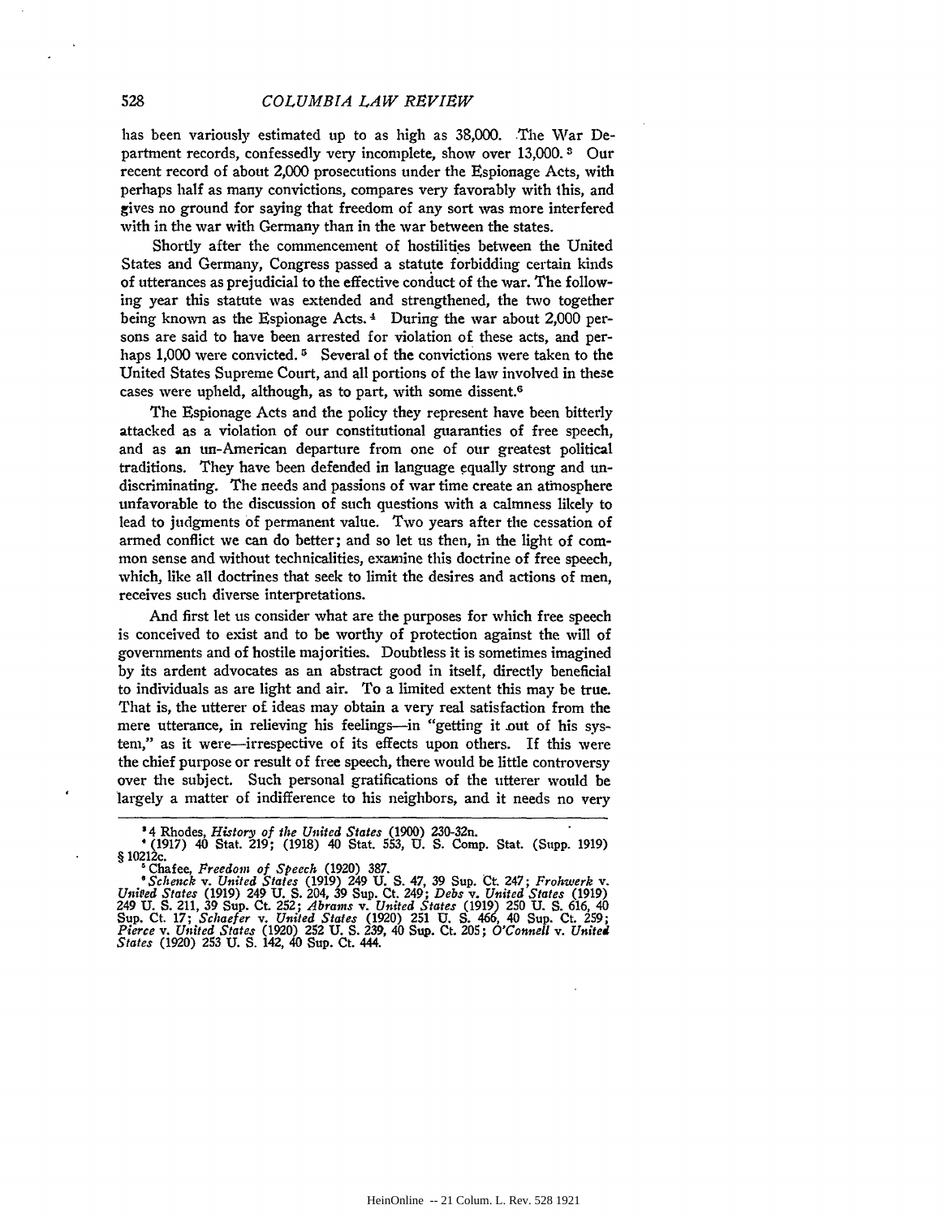has been variously estimated up to as high as 38,000. The War Department records, confessedly very incomplete, show over 13,000.[3] Our recent record of about 2,000 prosecutions under the Espionage Acts, with perhaps half as many convictions, compares very favorably with this, and gives no ground for saying that freedom of any sort was more interfered with in the war with Germany than in the war between the states.

Shortly after the commencement of hostilities between the United States and Germany, Congress passed a statute forbidding certain kinds of utterances as prejudicial to the effective conduct of the war. The following year this statute was extended and strengthened, the two together being known as the Espionage Acts.[4] During the war about 2,000 persons are said to have been arrested for violation of these acts, and perhaps 1,000 were convicted.[5] Several of the convictions were taken to the United States Supreme Court, and all portions of the law involved in these cases were upheld, although, as to part, with some dissent.[6]

The Espionage Acts and the policy they represent have been bitterly attacked as a violation of our constitutional guaranties of free speech, and as an un-American departure from one of our greatest political traditions. They have been defended in language equally strong and undiscriminating. The needs and passions of war time create an atmosphere unfavorable to the discussion of such questions with a calmness likely to lead to judgments of permanent value. Two years after the cessation of armed conflict we can do better; and so let us then, in the light of common sense and without technicalities, examine this doctrine of free speech, which, like all doctrines that seek to limit the desires and actions of men, receives such diverse interpretations.

And first let us consider what are the purposes for which free speech is conceived to exist and to be worthy of protection against the will of governments and of hostile majorities. Doubtless it is sometimes imagined by its ardent advocates as an abstract good in itself, directly beneficial to individuals as are light and air. To a limited extent this may be true. That is, the utterer of ideas may obtain a very real satisfaction from the mere utterance, in relieving his feelings—in "getting it out of his system," as it were—irrespective of its effects upon others. If this were the chief purpose or result of free speech, there would be little controversy over the subject. Such personal gratifications of the utterer would be largely a matter of indifference to his neighbors, and it needs no very

---

[3] 4 Rhodes, *History of the United States* (1900) 230-32n.

[4] (1917) 40 Stat. 219; (1918) 40 Stat. 553, U. S. Comp. Stat. (Supp. 1919) § 10212c.

[5] Chafee, *Freedom of Speech* (1920) 387.

[6] *Schenck* v. *United States* (1919) 249 U. S. 47, 39 Sup. Ct. 247; *Frohwerk* v. *United States* (1919) 249 U. S. 204, 39 Sup. Ct. 249; *Debs* v. *United States* (1919) 249 U. S. 211, 39 Sup. Ct. 252; *Abrams* v. *United States* (1919) 250 U. S. 616, 40 Sup. Ct. 17; *Schaefer* v. *United States* (1920) 251 U. S. 466, 40 Sup. Ct. 259; *Pierce* v. *United States* (1920) 252 U. S. 239, 40 Sup. Ct. 205; *O'Connell* v. *United States* (1920) 253 U. S. 142, 40 Sup. Ct. 444.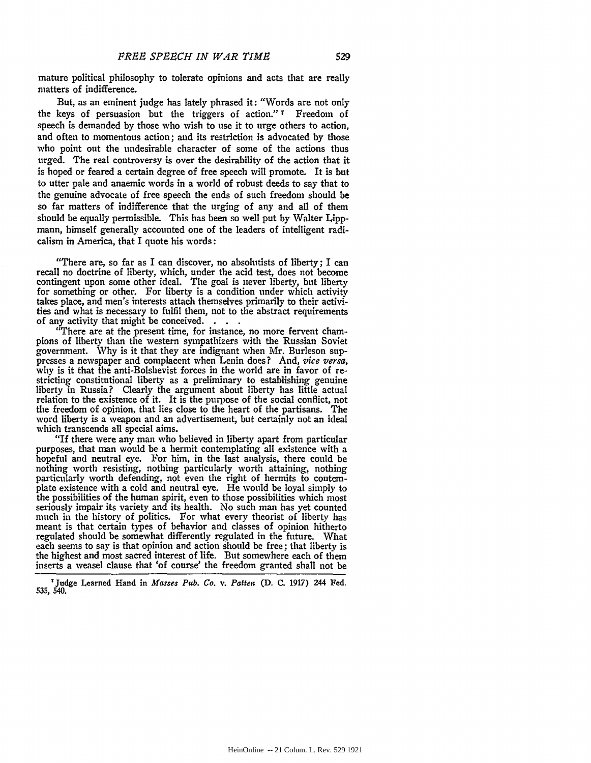mature political philosophy to tolerate opinions and acts that are really matters of indifference.

But, as an eminent judge has lately phrased it: "Words are not only the keys of persuasion but the triggers of action."[7] Freedom of speech is demanded by those who wish to use it to urge others to action, and often to momentous action; and its restriction is advocated by those who point out the undesirable character of some of the actions thus urged. The real controversy is over the desirability of the action that it is hoped or feared a certain degree of free speech will promote. It is but to utter pale and anaemic words in a world of robust deeds to say that to the genuine advocate of free speech the ends of such freedom should be so far matters of indifference that the urging of any and all of them should be equally permissible. This has been so well put by Walter Lippmann, himself generally accounted one of the leaders of intelligent radicalism in America, that I quote his words:

> "There are, so far as I can discover, no absolutists of liberty; I can recall no doctrine of liberty, which, under the acid test, does not become contingent upon some other ideal. The goal is never liberty, but liberty for something or other. For liberty is a condition under which activity takes place, and men's interests attach themselves primarily to their activities and what is necessary to fulfil them, not to the abstract requirements of any activity that might be conceived. . . .
>
> "There are at the present time, for instance, no more fervent champions of liberty than the western sympathizers with the Russian Soviet government. Why is it that they are indignant when Mr. Burleson suppresses a newspaper and complacent when Lenin does? And, *vice versa*, why is it that the anti-Bolshevist forces in the world are in favor of restricting constitutional liberty as a preliminary to establishing genuine liberty in Russia? Clearly the argument about liberty has little actual relation to the existence of it. It is the purpose of the social conflict, not the freedom of opinion, that lies close to the heart of the partisans. The word liberty is a weapon and an advertisement, but certainly not an ideal which transcends all special aims.
>
> "If there were any man who believed in liberty apart from particular purposes, that man would be a hermit contemplating all existence with a hopeful and neutral eye. For him, in the last analysis, there could be nothing worth resisting, nothing particularly worth attaining, nothing particularly worth defending, not even the right of hermits to contemplate existence with a cold and neutral eye. He would be loyal simply to the possibilities of the human spirit, even to those possibilities which most seriously impair its variety and its health. No such man has yet counted much in the history of politics. For what every theorist of liberty has meant is that certain types of behavior and classes of opinion hitherto regulated should be somewhat differently regulated in the future. What each seems to say is that opinion and action should be free; that liberty is the highest and most sacred interest of life. But somewhere each of them inserts a weasel clause that 'of course' the freedom granted shall not be

[7] Judge Learned Hand in *Masses Pub. Co. v. Patten* (D. C. 1917) 244 Fed. 535, 540.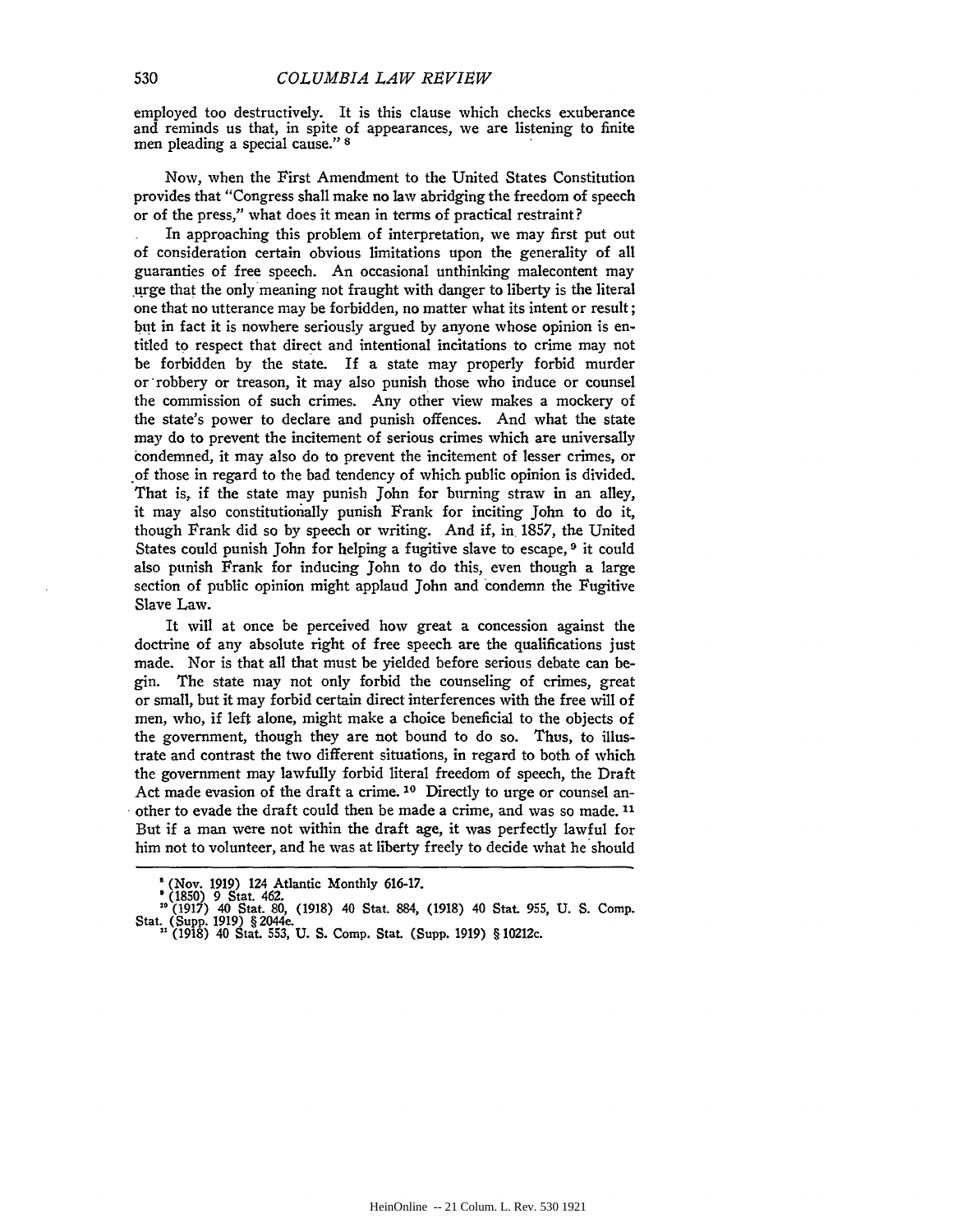employed too destructively. It is this clause which checks exuberance and reminds us that, in spite of appearances, we are listening to finite men pleading a special cause." [8]

Now, when the First Amendment to the United States Constitution provides that "Congress shall make no law abridging the freedom of speech or of the press," what does it mean in terms of practical restraint?

In approaching this problem of interpretation, we may first put out of consideration certain obvious limitations upon the generality of all guaranties of free speech. An occasional unthinking malecontent may urge that the only meaning not fraught with danger to liberty is the literal one that no utterance may be forbidden, no matter what its intent or result; but in fact it is nowhere seriously argued by anyone whose opinion is entitled to respect that direct and intentional incitations to crime may not be forbidden by the state. If a state may properly forbid murder or robbery or treason, it may also punish those who induce or counsel the commission of such crimes. Any other view makes a mockery of the state's power to declare and punish offences. And what the state may do to prevent the incitement of serious crimes which are universally condemned, it may also do to prevent the incitement of lesser crimes, or of those in regard to the bad tendency of which public opinion is divided. That is, if the state may punish John for burning straw in an alley, it may also constitutionally punish Frank for inciting John to do it, though Frank did so by speech or writing. And if, in 1857, the United States could punish John for helping a fugitive slave to escape, [9] it could also punish Frank for inducing John to do this, even though a large section of public opinion might applaud John and condemn the Fugitive Slave Law.

It will at once be perceived how great a concession against the doctrine of any absolute right of free speech are the qualifications just made. Nor is that all that must be yielded before serious debate can begin. The state may not only forbid the counseling of crimes, great or small, but it may forbid certain direct interferences with the free will of men, who, if left alone, might make a choice beneficial to the objects of the government, though they are not bound to do so. Thus, to illustrate and contrast the two different situations, in regard to both of which the government may lawfully forbid literal freedom of speech, the Draft Act made evasion of the draft a crime. [10] Directly to urge or counsel another to evade the draft could then be made a crime, and was so made. [11] But if a man were not within the draft age, it was perfectly lawful for him not to volunteer, and he was at liberty freely to decide what he should

---

[8] (Nov. 1919) 124 Atlantic Monthly 616-17.

[9] (1850) 9 Stat. 462.

[10] (1917) 40 Stat. 80, (1918) 40 Stat. 884, (1918) 40 Stat. 955, U. S. Comp. Stat. (Supp. 1919) § 2044e.

[11] (1918) 40 Stat. 553, U. S. Comp. Stat. (Supp. 1919) § 10212c.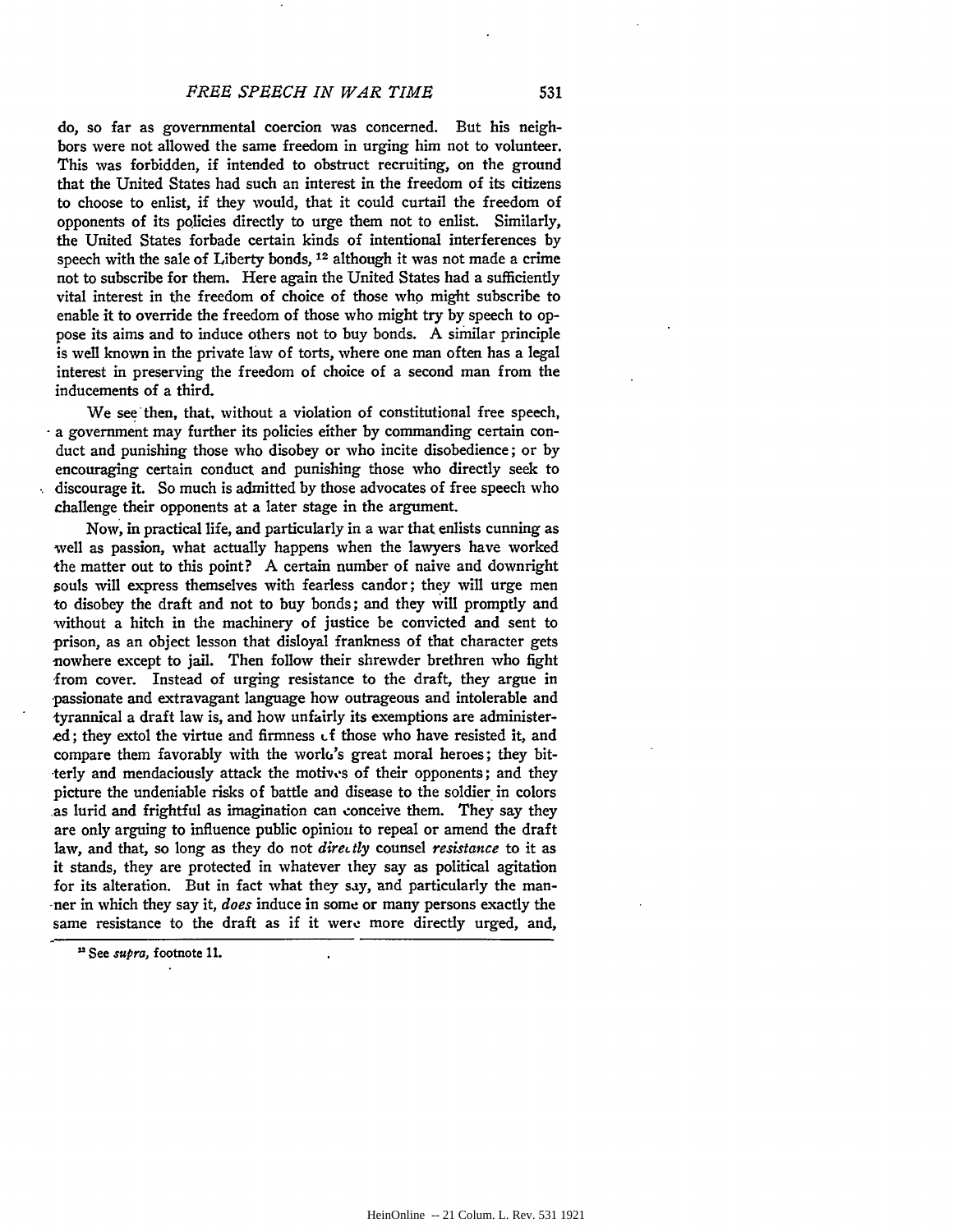do, so far as governmental coercion was concerned. But his neighbors were not allowed the same freedom in urging him not to volunteer. This was forbidden, if intended to obstruct recruiting, on the ground that the United States had such an interest in the freedom of its citizens to choose to enlist, if they would, that it could curtail the freedom of opponents of its policies directly to urge them not to enlist. Similarly, the United States forbade certain kinds of intentional interferences by speech with the sale of Liberty bonds, [12] although it was not made a crime not to subscribe for them. Here again the United States had a sufficiently vital interest in the freedom of choice of those who might subscribe to enable it to override the freedom of those who might try by speech to oppose its aims and to induce others not to buy bonds. A similar principle is well known in the private law of torts, where one man often has a legal interest in preserving the freedom of choice of a second man from the inducements of a third.

We see then, that, without a violation of constitutional free speech, a government may further its policies either by commanding certain conduct and punishing those who disobey or who incite disobedience; or by encouraging certain conduct and punishing those who directly seek to discourage it. So much is admitted by those advocates of free speech who challenge their opponents at a later stage in the argument.

Now, in practical life, and particularly in a war that enlists cunning as well as passion, what actually happens when the lawyers have worked the matter out to this point? A certain number of naive and downright souls will express themselves with fearless candor; they will urge men to disobey the draft and not to buy bonds; and they will promptly and without a hitch in the machinery of justice be convicted and sent to prison, as an object lesson that disloyal frankness of that character gets nowhere except to jail. Then follow their shrewder brethren who fight from cover. Instead of urging resistance to the draft, they argue in passionate and extravagant language how outrageous and intolerable and tyrannical a draft law is, and how unfairly its exemptions are administered; they extol the virtue and firmness of those who have resisted it, and compare them favorably with the world's great moral heroes; they bitterly and mendaciously attack the motives of their opponents; and they picture the undeniable risks of battle and disease to the soldier in colors as lurid and frightful as imagination can conceive them. They say they are only arguing to influence public opinion to repeal or amend the draft law, and that, so long as they do not *directly* counsel *resistance* to it as it stands, they are protected in whatever they say as political agitation for its alteration. But in fact what they say, and particularly the manner in which they say it, *does* induce in some or many persons exactly the same resistance to the draft as if it were more directly urged, and,

[12] See *supra*, footnote 11.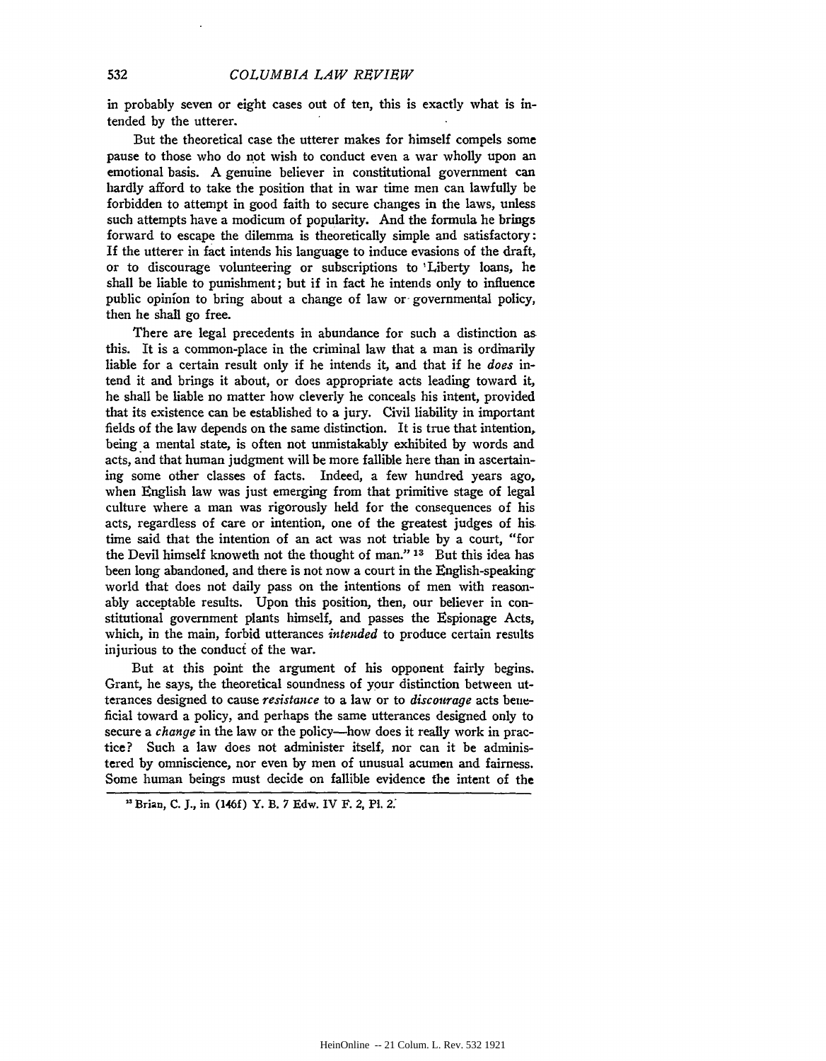in probably seven or eight cases out of ten, this is exactly what is intended by the utterer.

But the theoretical case the utterer makes for himself compels some pause to those who do not wish to conduct even a war wholly upon an emotional basis. A genuine believer in constitutional government can hardly afford to take the position that in war time men can lawfully be forbidden to attempt in good faith to secure changes in the laws, unless such attempts have a modicum of popularity. And the formula he brings forward to escape the dilemma is theoretically simple and satisfactory: If the utterer in fact intends his language to induce evasions of the draft, or to discourage volunteering or subscriptions to Liberty loans, he shall be liable to punishment; but if in fact he intends only to influence public opinion to bring about a change of law or governmental policy, then he shall go free.

There are legal precedents in abundance for such a distinction as this. It is a common-place in the criminal law that a man is ordinarily liable for a certain result only if he intends it, and that if he *does* intend it and brings it about, or does appropriate acts leading toward it, he shall be liable no matter how cleverly he conceals his intent, provided that its existence can be established to a jury. Civil liability in important fields of the law depends on the same distinction. It is true that intention, being a mental state, is often not unmistakably exhibited by words and acts, and that human judgment will be more fallible here than in ascertaining some other classes of facts. Indeed, a few hundred years ago, when English law was just emerging from that primitive stage of legal culture where a man was rigorously held for the consequences of his acts, regardless of care or intention, one of the greatest judges of his time said that the intention of an act was not triable by a court, "for the Devil himself knoweth not the thought of man."[13] But this idea has been long abandoned, and there is not now a court in the English-speaking world that does not daily pass on the intentions of men with reasonably acceptable results. Upon this position, then, our believer in constitutional government plants himself, and passes the Espionage Acts, which, in the main, forbid utterances *intended* to produce certain results injurious to the conduct of the war.

But at this point the argument of his opponent fairly begins. Grant, he says, the theoretical soundness of your distinction between utterances designed to cause *resistance* to a law or to *discourage* acts beneficial toward a policy, and perhaps the same utterances designed only to secure a *change* in the law or the policy—how does it really work in practice? Such a law does not administer itself, nor can it be administered by omniscience, nor even by men of unusual acumen and fairness. Some human beings must decide on fallible evidence the intent of the

[13] Brian, C. J., in (146f) Y. B. 7 Edw. IV F. 2, Pl. 2.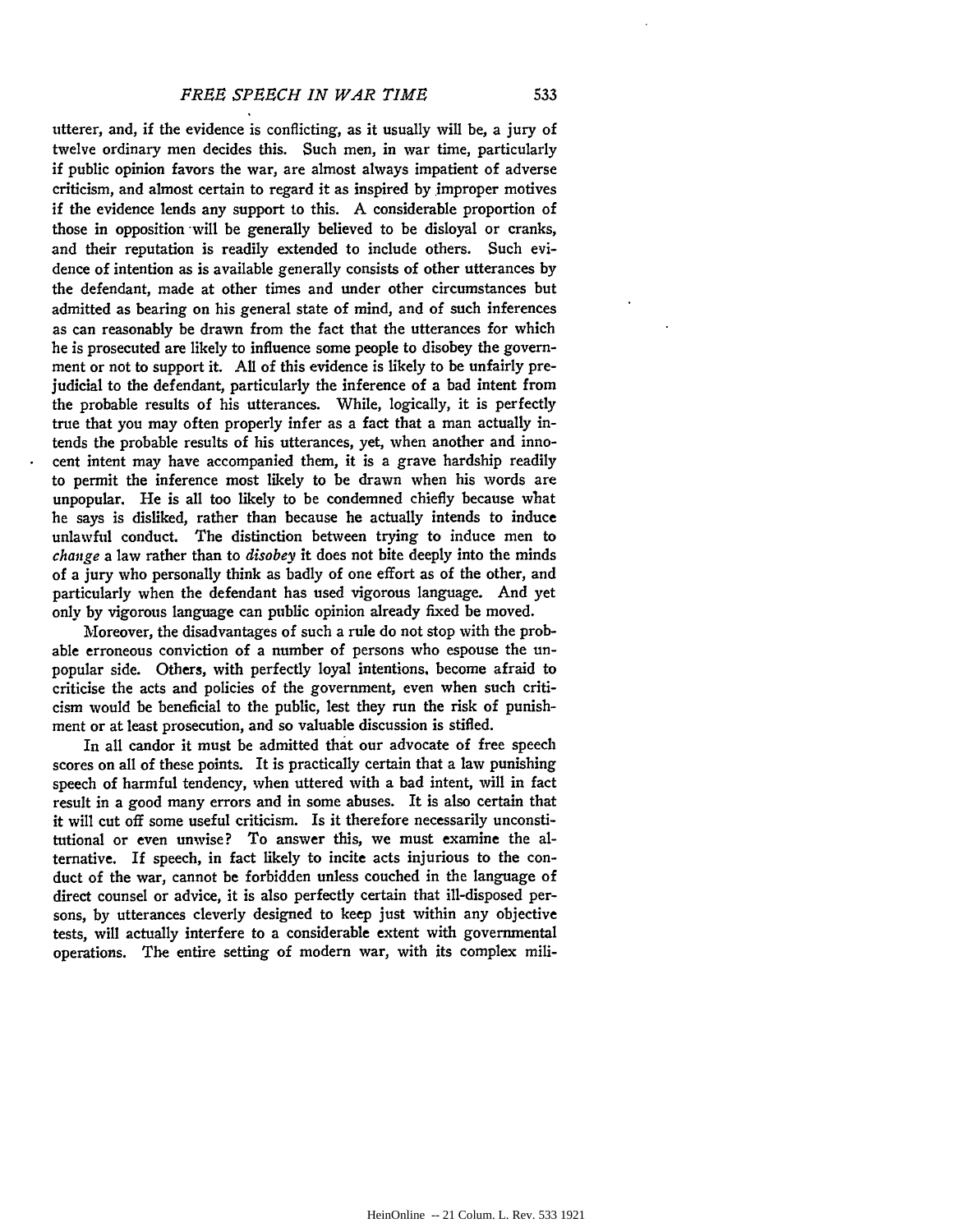utterer, and, if the evidence is conflicting, as it usually will be, a jury of twelve ordinary men decides this. Such men, in war time, particularly if public opinion favors the war, are almost always impatient of adverse criticism, and almost certain to regard it as inspired by improper motives if the evidence lends any support to this. A considerable proportion of those in opposition will be generally believed to be disloyal or cranks, and their reputation is readily extended to include others. Such evidence of intention as is available generally consists of other utterances by the defendant, made at other times and under other circumstances but admitted as bearing on his general state of mind, and of such inferences as can reasonably be drawn from the fact that the utterances for which he is prosecuted are likely to influence some people to disobey the government or not to support it. All of this evidence is likely to be unfairly prejudicial to the defendant, particularly the inference of a bad intent from the probable results of his utterances. While, logically, it is perfectly true that you may often properly infer as a fact that a man actually intends the probable results of his utterances, yet, when another and innocent intent may have accompanied them, it is a grave hardship readily to permit the inference most likely to be drawn when his words are unpopular. He is all too likely to be condemned chiefly because what he says is disliked, rather than because he actually intends to induce unlawful conduct. The distinction between trying to induce men to *change* a law rather than to *disobey* it does not bite deeply into the minds of a jury who personally think as badly of one effort as of the other, and particularly when the defendant has used vigorous language. And yet only by vigorous language can public opinion already fixed be moved.

Moreover, the disadvantages of such a rule do not stop with the probable erroneous conviction of a number of persons who espouse the unpopular side. Others, with perfectly loyal intentions, become afraid to criticise the acts and policies of the government, even when such criticism would be beneficial to the public, lest they run the risk of punishment or at least prosecution, and so valuable discussion is stifled.

In all candor it must be admitted that our advocate of free speech scores on all of these points. It is practically certain that a law punishing speech of harmful tendency, when uttered with a bad intent, will in fact result in a good many errors and in some abuses. It is also certain that it will cut off some useful criticism. Is it therefore necessarily unconstitutional or even unwise? To answer this, we must examine the alternative. If speech, in fact likely to incite acts injurious to the conduct of the war, cannot be forbidden unless couched in the language of direct counsel or advice, it is also perfectly certain that ill-disposed persons, by utterances cleverly designed to keep just within any objective tests, will actually interfere to a considerable extent with governmental operations. The entire setting of modern war, with its complex mili-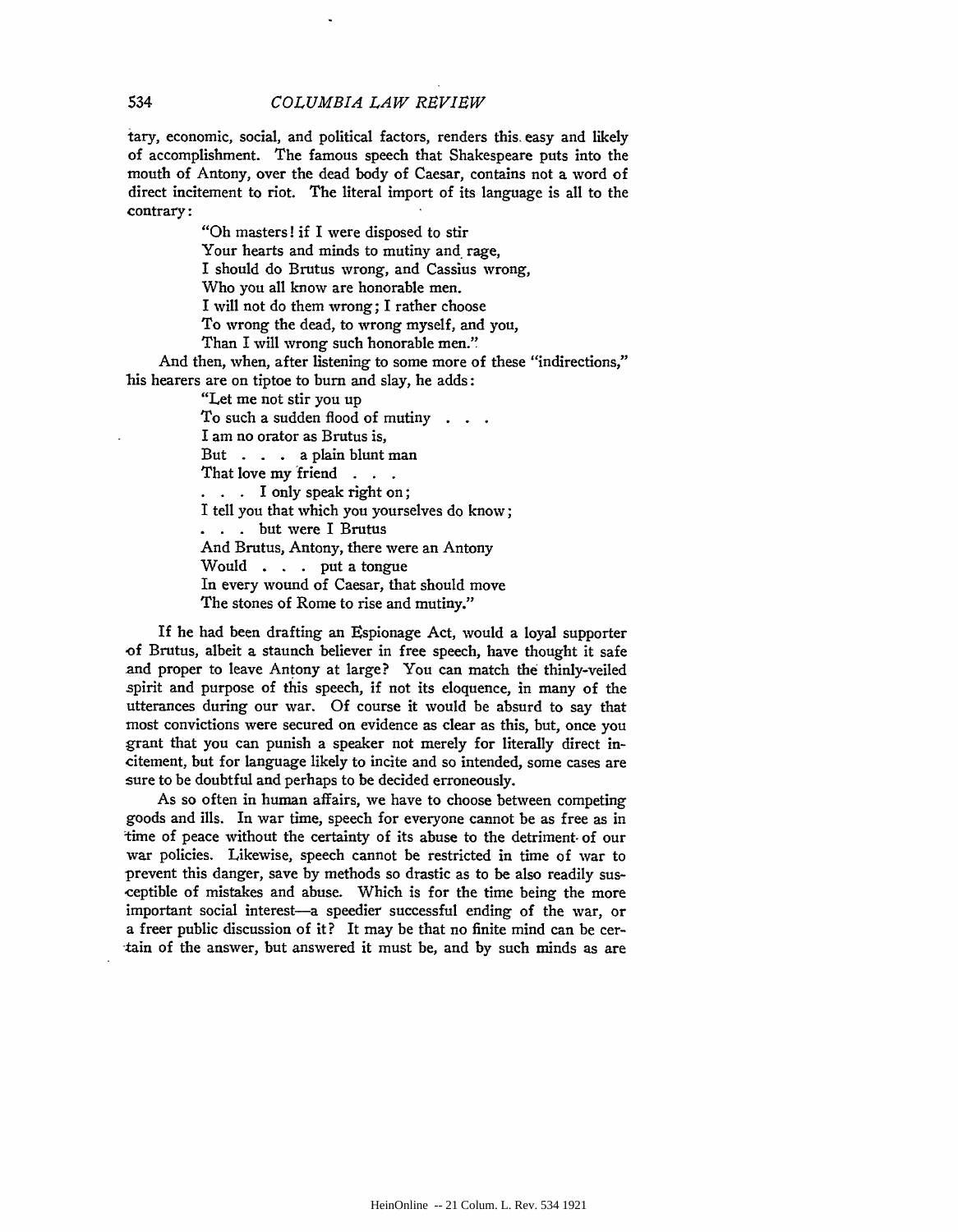tary, economic, social, and political factors, renders this easy and likely of accomplishment. The famous speech that Shakespeare puts into the mouth of Antony, over the dead body of Caesar, contains not a word of direct incitement to riot. The literal import of its language is all to the contrary:

> "Oh masters! if I were disposed to stir
> Your hearts and minds to mutiny and rage,
> I should do Brutus wrong, and Cassius wrong,
> Who you all know are honorable men.
> I will not do them wrong; I rather choose
> To wrong the dead, to wrong myself, and you,
> Than I will wrong such honorable men."

And then, when, after listening to some more of these "indirections," his hearers are on tiptoe to burn and slay, he adds:

> "Let me not stir you up
> To such a sudden flood of mutiny . . .
> I am no orator as Brutus is,
> But . . . a plain blunt man
> That love my friend . . .
> . . . I only speak right on;
> I tell you that which you yourselves do know;
> . . . but were I Brutus
> And Brutus, Antony, there were an Antony
> Would . . . put a tongue
> In every wound of Caesar, that should move
> The stones of Rome to rise and mutiny."

If he had been drafting an Espionage Act, would a loyal supporter of Brutus, albeit a staunch believer in free speech, have thought it safe and proper to leave Antony at large? You can match the thinly-veiled spirit and purpose of this speech, if not its eloquence, in many of the utterances during our war. Of course it would be absurd to say that most convictions were secured on evidence as clear as this, but, once you grant that you can punish a speaker not merely for literally direct incitement, but for language likely to incite and so intended, some cases are sure to be doubtful and perhaps to be decided erroneously.

As so often in human affairs, we have to choose between competing goods and ills. In war time, speech for everyone cannot be as free as in time of peace without the certainty of its abuse to the detriment of our war policies. Likewise, speech cannot be restricted in time of war to prevent this danger, save by methods so drastic as to be also readily susceptible of mistakes and abuse. Which is for the time being the more important social interest—a speedier successful ending of the war, or a freer public discussion of it? It may be that no finite mind can be certain of the answer, but answered it must be, and by such minds as are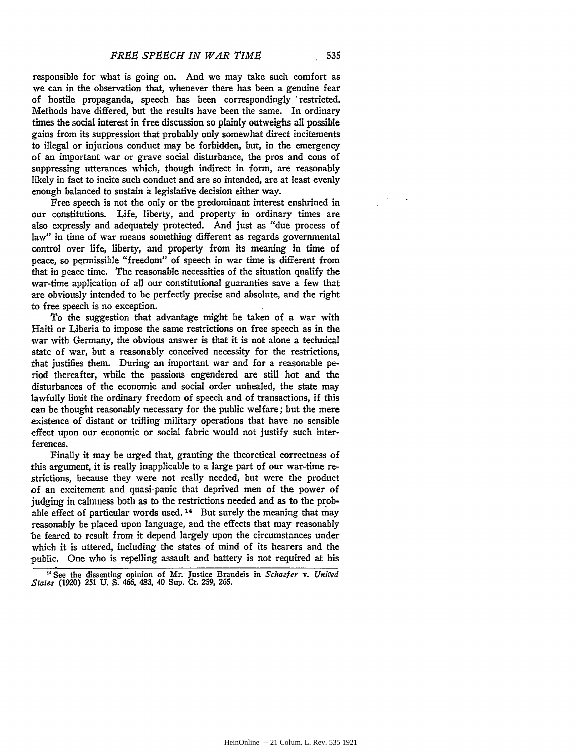responsible for what is going on. And we may take such comfort as we can in the observation that, whenever there has been a genuine fear of hostile propaganda, speech has been correspondingly restricted. Methods have differed, but the results have been the same. In ordinary times the social interest in free discussion so plainly outweighs all possible gains from its suppression that probably only somewhat direct incitements to illegal or injurious conduct may be forbidden, but, in the emergency of an important war or grave social disturbance, the pros and cons of suppressing utterances which, though indirect in form, are reasonably likely in fact to incite such conduct and are so intended, are at least evenly enough balanced to sustain a legislative decision either way.

Free speech is not the only or the predominant interest enshrined in our constitutions. Life, liberty, and property in ordinary times are also expressly and adequately protected. And just as "due process of law" in time of war means something different as regards governmental control over life, liberty, and property from its meaning in time of peace, so permissible "freedom" of speech in war time is different from that in peace time. The reasonable necessities of the situation qualify the war-time application of all our constitutional guaranties save a few that are obviously intended to be perfectly precise and absolute, and the right to free speech is no exception.

To the suggestion that advantage might be taken of a war with Haiti or Liberia to impose the same restrictions on free speech as in the war with Germany, the obvious answer is that it is not alone a technical state of war, but a reasonably conceived necessity for the restrictions, that justifies them. During an important war and for a reasonable period thereafter, while the passions engendered are still hot and the disturbances of the economic and social order unhealed, the state may lawfully limit the ordinary freedom of speech and of transactions, if this can be thought reasonably necessary for the public welfare; but the mere existence of distant or trifling military operations that have no sensible effect upon our economic or social fabric would not justify such interferences.

Finally it may be urged that, granting the theoretical correctness of this argument, it is really inapplicable to a large part of our war-time restrictions, because they were not really needed, but were the product of an excitement and quasi-panic that deprived men of the power of judging in calmness both as to the restrictions needed and as to the probable effect of particular words used.[14] But surely the meaning that may reasonably be placed upon language, and the effects that may reasonably be feared to result from it depend largely upon the circumstances under which it is uttered, including the states of mind of its hearers and the public. One who is repelling assault and battery is not required at his

[14] See the dissenting opinion of Mr. Justice Brandeis in *Schaefer v. United States* (1920) 251 U. S. 466, 483, 40 Sup. Ct. 259, 265.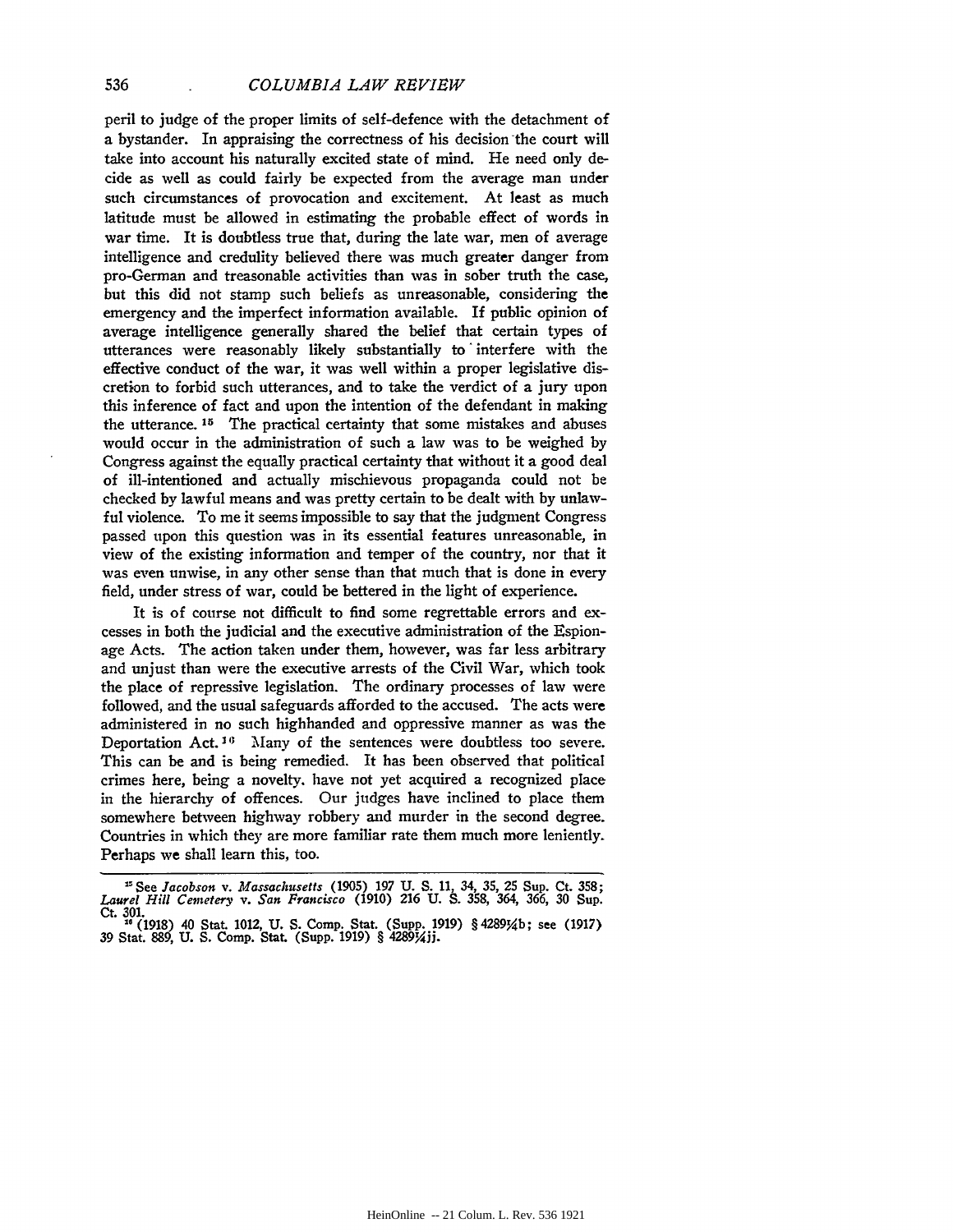peril to judge of the proper limits of self-defence with the detachment of a bystander. In appraising the correctness of his decision the court will take into account his naturally excited state of mind. He need only decide as well as could fairly be expected from the average man under such circumstances of provocation and excitement. At least as much latitude must be allowed in estimating the probable effect of words in war time. It is doubtless true that, during the late war, men of average intelligence and credulity believed there was much greater danger from pro-German and treasonable activities than was in sober truth the case, but this did not stamp such beliefs as unreasonable, considering the emergency and the imperfect information available. If public opinion of average intelligence generally shared the belief that certain types of utterances were reasonably likely substantially to interfere with the effective conduct of the war, it was well within a proper legislative discretion to forbid such utterances, and to take the verdict of a jury upon this inference of fact and upon the intention of the defendant in making the utterance.[15] The practical certainty that some mistakes and abuses would occur in the administration of such a law was to be weighed by Congress against the equally practical certainty that without it a good deal of ill-intentioned and actually mischievous propaganda could not be checked by lawful means and was pretty certain to be dealt with by unlawful violence. To me it seems impossible to say that the judgment Congress passed upon this question was in its essential features unreasonable, in view of the existing information and temper of the country, nor that it was even unwise, in any other sense than that much that is done in every field, under stress of war, could be bettered in the light of experience.

It is of course not difficult to find some regrettable errors and excesses in both the judicial and the executive administration of the Espionage Acts. The action taken under them, however, was far less arbitrary and unjust than were the executive arrests of the Civil War, which took the place of repressive legislation. The ordinary processes of law were followed, and the usual safeguards afforded to the accused. The acts were administered in no such highhanded and oppressive manner as was the Deportation Act.[16] Many of the sentences were doubtless too severe. This can be and is being remedied. It has been observed that political crimes here, being a novelty, have not yet acquired a recognized place in the hierarchy of offences. Our judges have inclined to place them somewhere between highway robbery and murder in the second degree. Countries in which they are more familiar rate them much more leniently. Perhaps we shall learn this, too.

---

[15] See *Jacobson* v. *Massachusetts* (1905) 197 U. S. 11, 34, 35, 25 Sup. Ct. 358; *Laurel Hill Cemetery* v. *San Francisco* (1910) 216 U. S. 358, 364, 366, 30 Sup. Ct. 301.

[16] (1918) 40 Stat. 1012, U. S. Comp. Stat. (Supp. 1919) § 4289¼b; see (1917) 39 Stat. 889, U. S. Comp. Stat. (Supp. 1919) § 4289¼jj.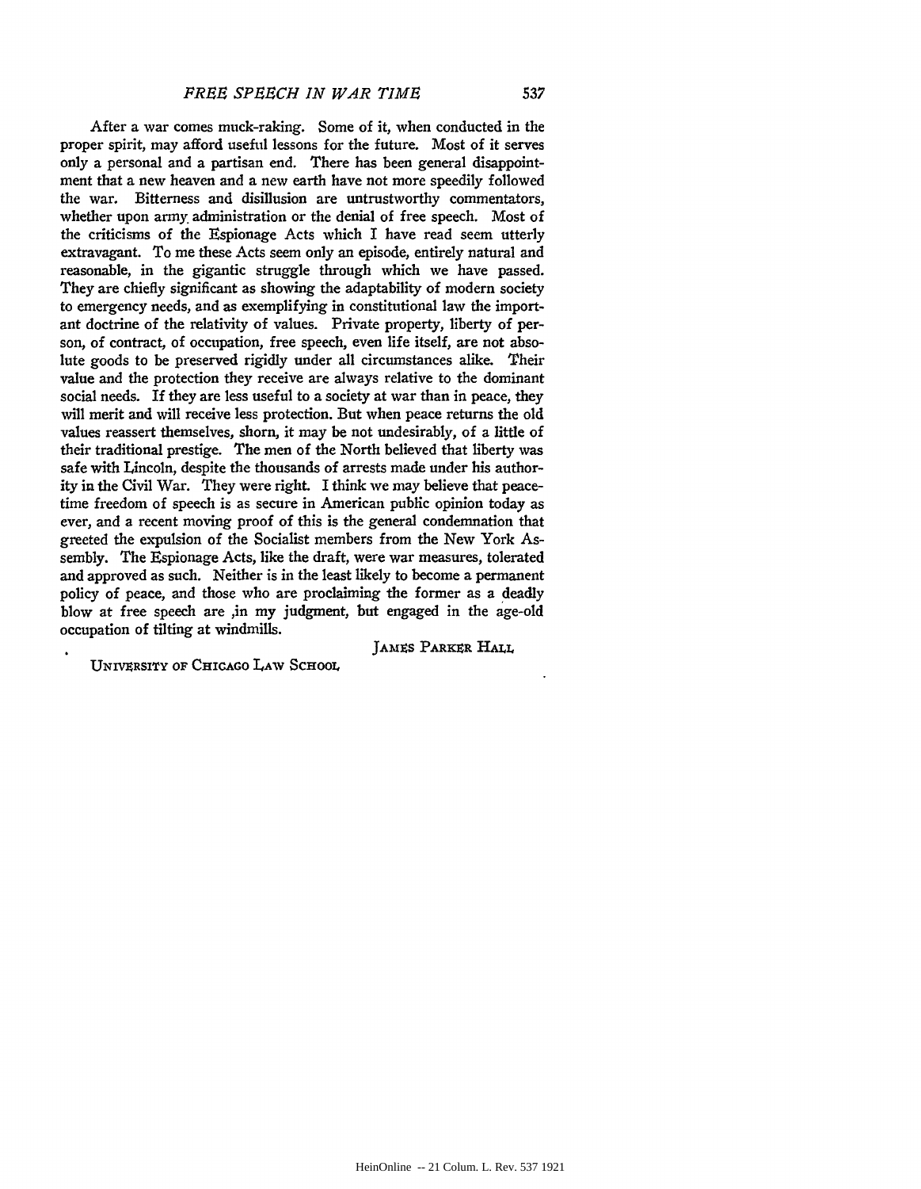After a war comes muck-raking. Some of it, when conducted in the proper spirit, may afford useful lessons for the future. Most of it serves only a personal and a partisan end. There has been general disappointment that a new heaven and a new earth have not more speedily followed the war. Bitterness and disillusion are untrustworthy commentators, whether upon army administration or the denial of free speech. Most of the criticisms of the Espionage Acts which I have read seem utterly extravagant. To me these Acts seem only an episode, entirely natural and reasonable, in the gigantic struggle through which we have passed. They are chiefly significant as showing the adaptability of modern society to emergency needs, and as exemplifying in constitutional law the important doctrine of the relativity of values. Private property, liberty of person, of contract, of occupation, free speech, even life itself, are not absolute goods to be preserved rigidly under all circumstances alike. Their value and the protection they receive are always relative to the dominant social needs. If they are less useful to a society at war than in peace, they will merit and will receive less protection. But when peace returns the old values reassert themselves, shorn, it may be not undesirably, of a little of their traditional prestige. The men of the North believed that liberty was safe with Lincoln, despite the thousands of arrests made under his authority in the Civil War. They were right. I think we may believe that peace-time freedom of speech is as secure in American public opinion today as ever, and a recent moving proof of this is the general condemnation that greeted the expulsion of the Socialist members from the New York Assembly. The Espionage Acts, like the draft, were war measures, tolerated and approved as such. Neither is in the least likely to become a permanent policy of peace, and those who are proclaiming the former as a deadly blow at free speech are ,in my judgment, but engaged in the age-old occupation of tilting at windmills.

JAMES PARKER HALL

UNIVERSITY OF CHICAGO LAW SCHOOL